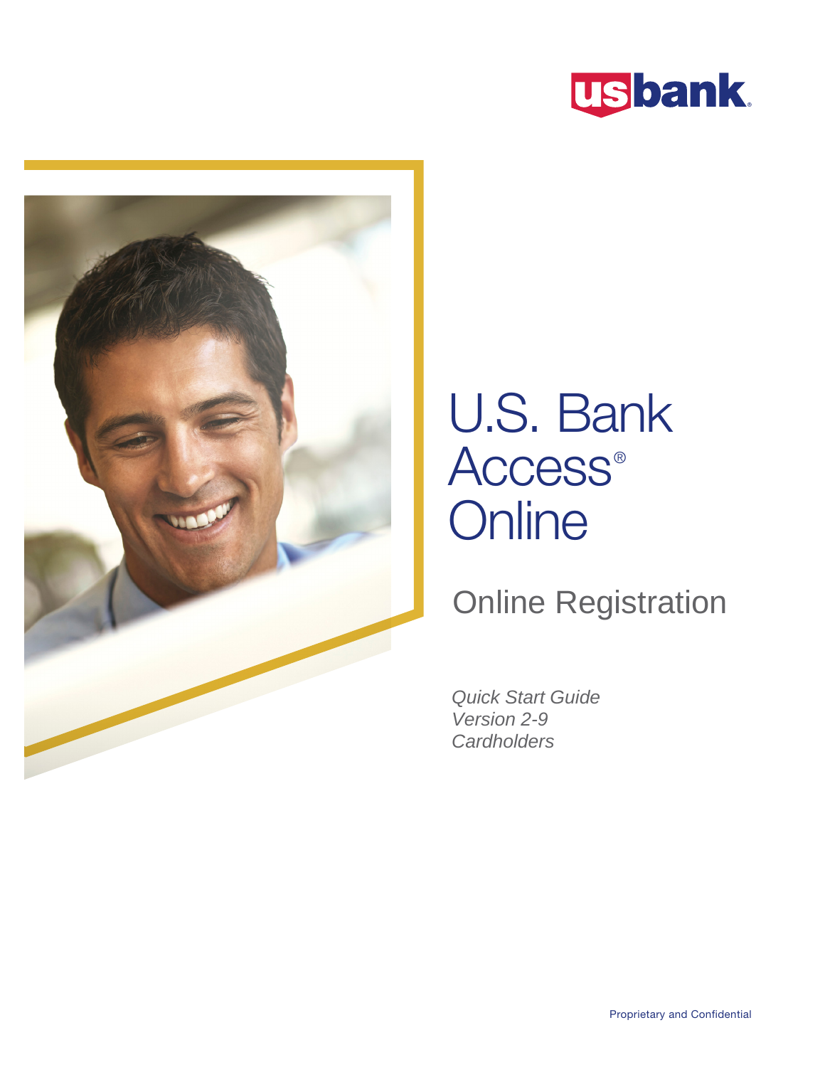# U.S. Bank Access® Online

## Online Registration

*Quick Start Guide*
*Version 2-9*
*Cardholders*

Proprietary and Confidential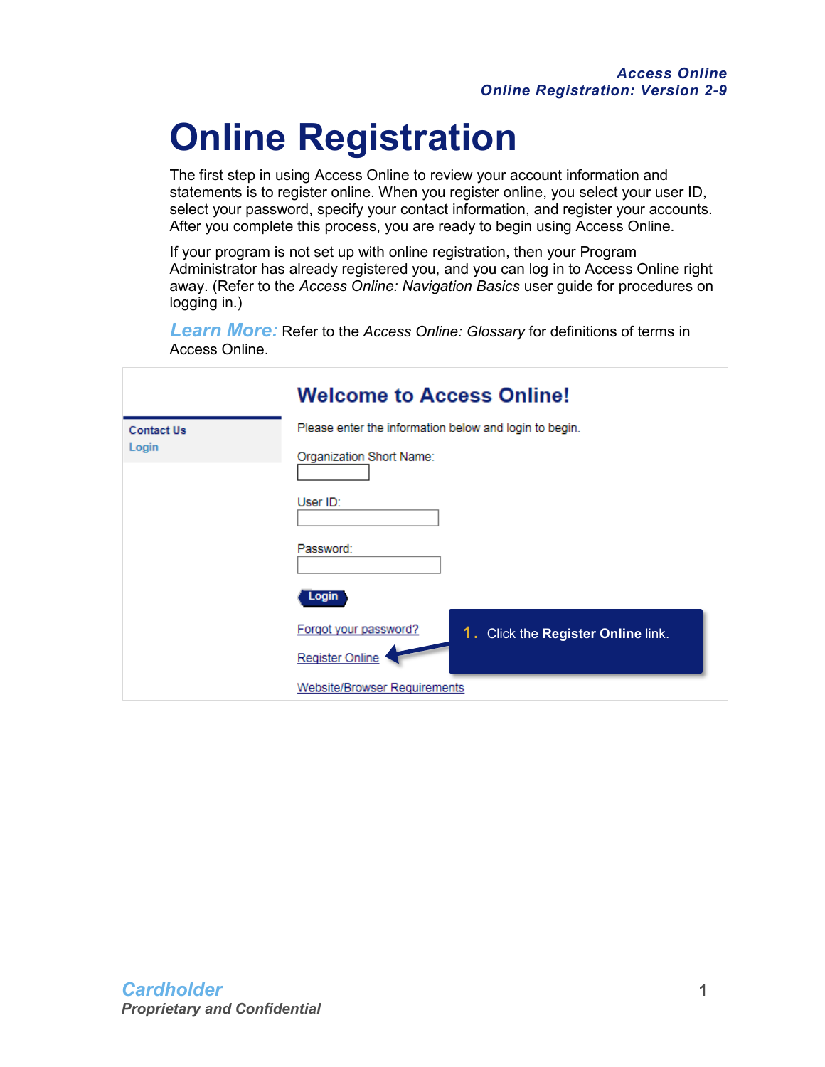# Online Registration

The first step in using Access Online to review your account information and statements is to register online. When you register online, you select your user ID, select your password, specify your contact information, and register your accounts. After you complete this process, you are ready to begin using Access Online.

If your program is not set up with online registration, then your Program Administrator has already registered you, and you can log in to Access Online right away. (Refer to the *Access Online: Navigation Basics* user guide for procedures on logging in.)

***Learn More:*** Refer to the *Access Online: Glossary* for definitions of terms in Access Online.

**Welcome to Access Online!**

Contact Us
Login

Please enter the information below and login to begin.

Organization Short Name:

User ID:

Password:

Login

Forgot your password?

Register Online

Website/Browser Requirements

1. Click the **Register Online** link.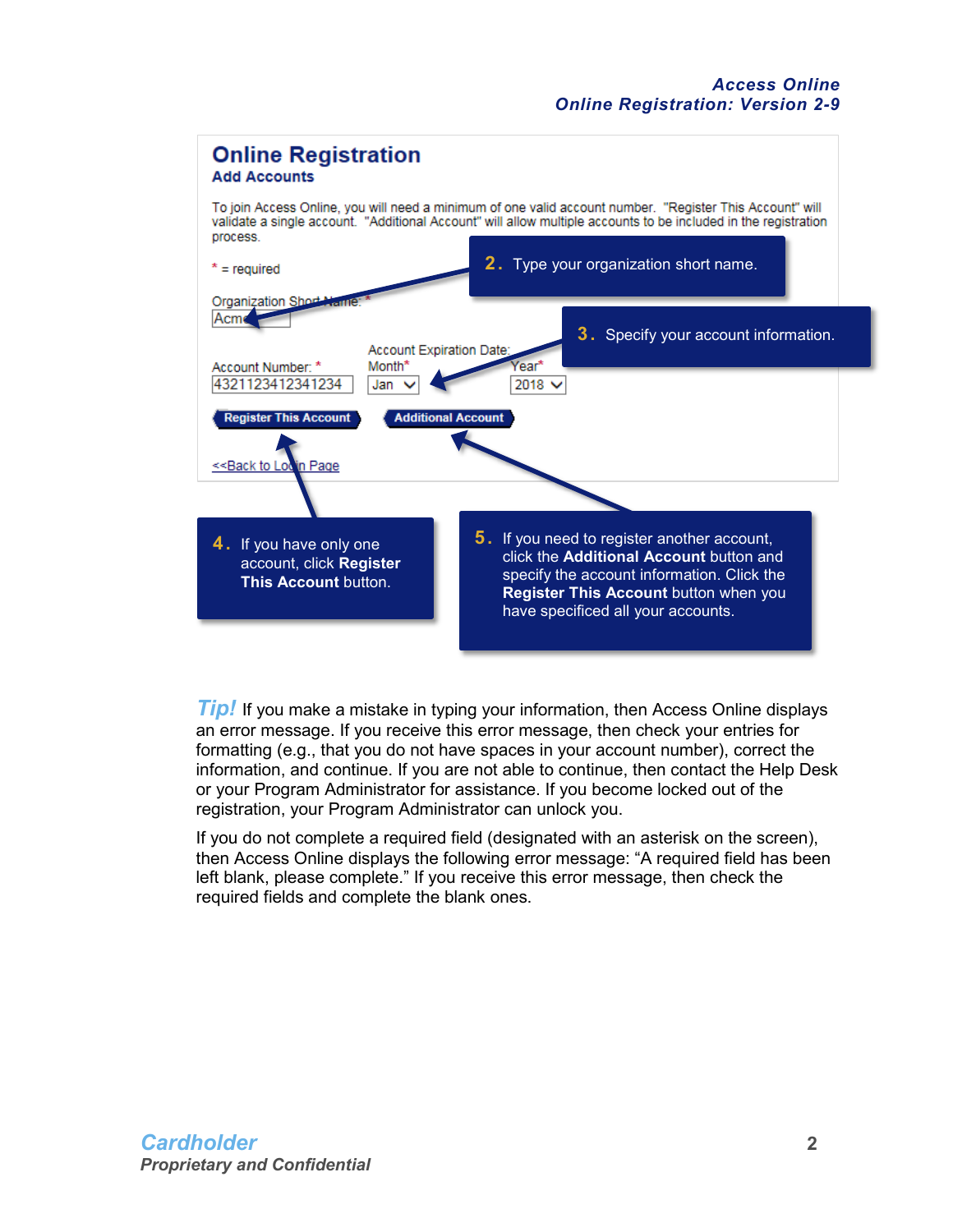## Online Registration

### Add Accounts

To join Access Online, you will need a minimum of one valid account number. "Register This Account" will validate a single account. "Additional Account" will allow multiple accounts to be included in the registration process.

* = required

Organization Short Name: *
Acme

Account Number: *
4321123412341234

Account Expiration Date:
Month* Jan
Year* 2018

Register This Account | Additional Account

<<Back to Login Page

2. Type your organization short name.

3. Specify your account information.

4. If you have only one account, click **Register This Account** button.

5. If you need to register another account, click the **Additional Account** button and specify the account information. Click the **Register This Account** button when you have specificed all your accounts.

*Tip!* If you make a mistake in typing your information, then Access Online displays an error message. If you receive this error message, then check your entries for formatting (e.g., that you do not have spaces in your account number), correct the information, and continue. If you are not able to continue, then contact the Help Desk or your Program Administrator for assistance. If you become locked out of the registration, your Program Administrator can unlock you.

If you do not complete a required field (designated with an asterisk on the screen), then Access Online displays the following error message: "A required field has been left blank, please complete." If you receive this error message, then check the required fields and complete the blank ones.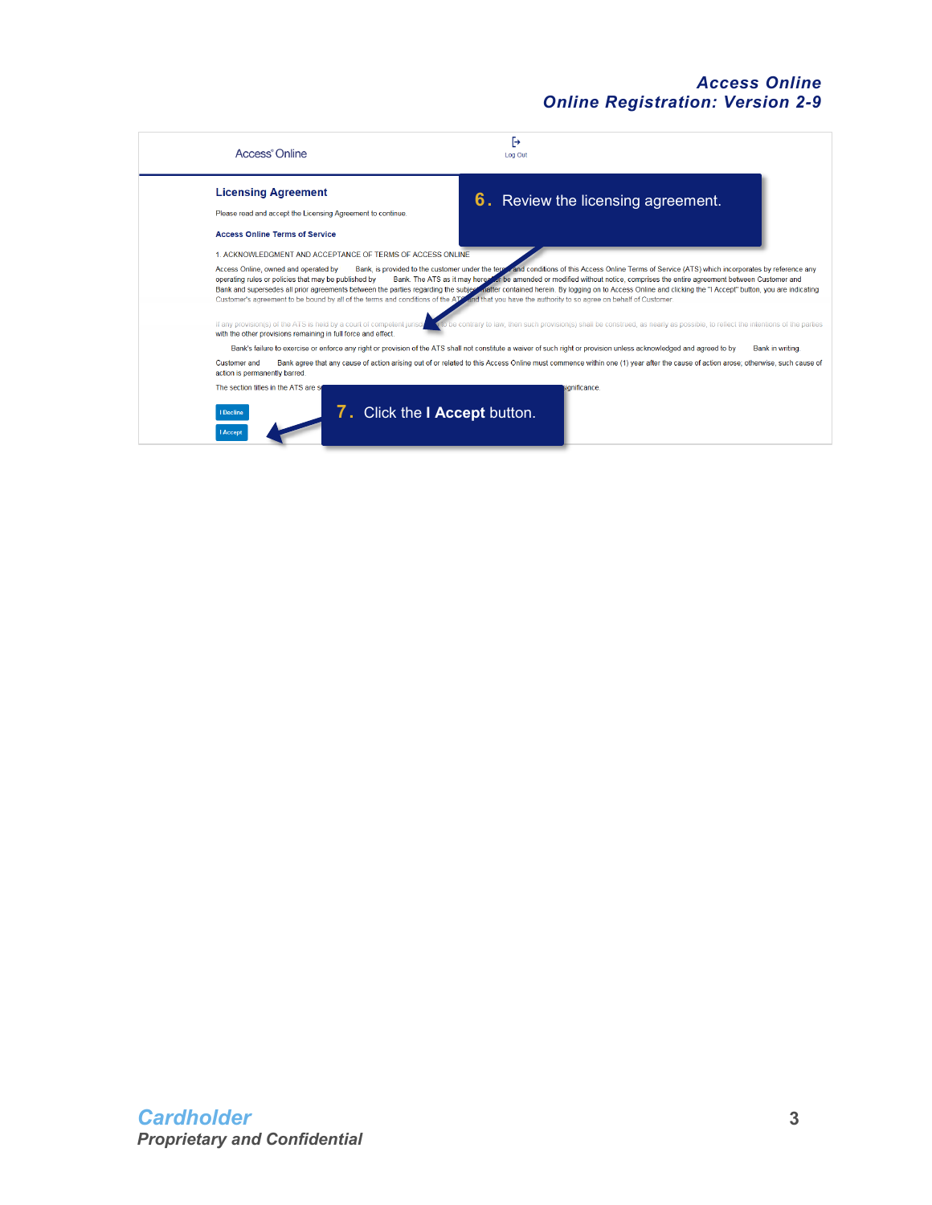Access Online

Log Out

## Licensing Agreement

6. Review the licensing agreement.

Please read and accept the Licensing Agreement to continue.

**Access Online Terms of Service**

1. ACKNOWLEDGMENT AND ACCEPTANCE OF TERMS OF ACCESS ONLINE

Access Online, owned and operated by Bank, is provided to the customer under the terms and conditions of this Access Online Terms of Service (ATS) which incorporates by reference any operating rules or policies that may be published by Bank. The ATS as it may hereafter be amended or modified without notice, comprises the entire agreement between Customer and Bank and supersedes all prior agreements between the parties regarding the subject matter contained herein. By logging on to Access Online and clicking the "I Accept" button, you are indicating Customer's agreement to be bound by all of the terms and conditions of the ATS and that you have the authority to so agree on behalf of Customer.

If any provision(s) of the ATS is held by a court of competent jurisdiction to be contrary to law, then such provision(s) shall be construed, as nearly as possible, to reflect the intentions of the parties with the other provisions remaining in full force and effect.

Bank's failure to exercise or enforce any right or provision of the ATS shall not constitute a waiver of such right or provision unless acknowledged and agreed to by Bank in writing.

Customer and Bank agree that any cause of action arising out of or related to this Access Online must commence within one (1) year after the cause of action arose; otherwise, such cause of action is permanently barred.

The section titles in the ATS are s... significance.

I Decline

I Accept

7. Click the **I Accept** button.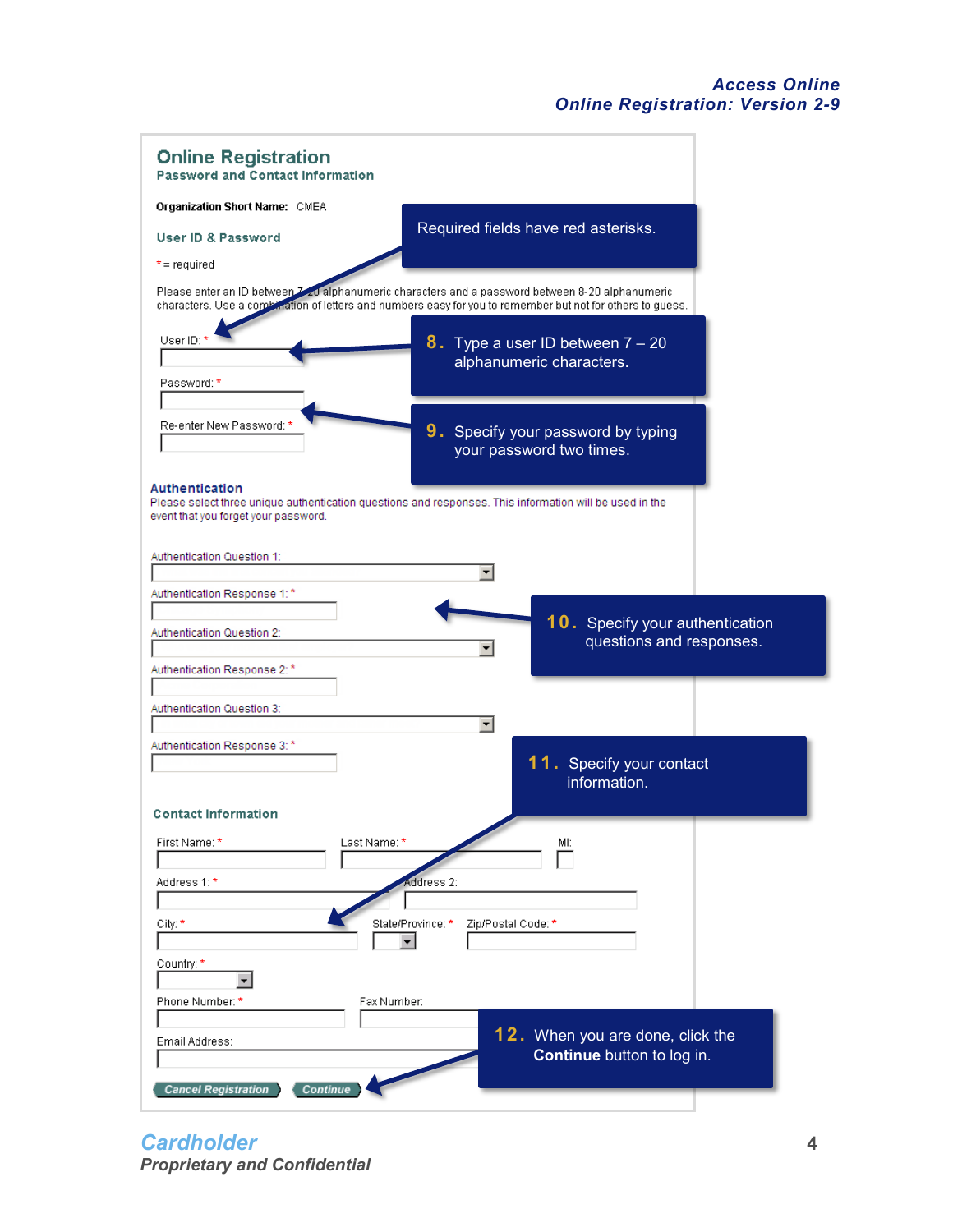## Online Registration

### Password and Contact Information

**Organization Short Name:** CMEA

**User ID & Password**

* = required

Please enter an ID between 7-20 alphanumeric characters and a password between 8-20 alphanumeric characters. Use a combination of letters and numbers easy for you to remember but not for others to guess.

User ID: *

Password: *

Re-enter New Password: *

**Authentication**

Please select three unique authentication questions and responses. This information will be used in the event that you forget your password.

Authentication Question 1:

Authentication Response 1: *

Authentication Question 2:

Authentication Response 2: *

Authentication Question 3:

Authentication Response 3: *

**Contact Information**

First Name: * Last Name: * MI:

Address 1: * Address 2:

City: * State/Province: * Zip/Postal Code: *

Country: *

Phone Number: * Fax Number:

Email Address:

Cancel Registration | Continue

---

Required fields have red asterisks.

8. Type a user ID between 7 – 20 alphanumeric characters.

9. Specify your password by typing your password two times.

10. Specify your authentication questions and responses.

11. Specify your contact information.

12. When you are done, click the **Continue** button to log in.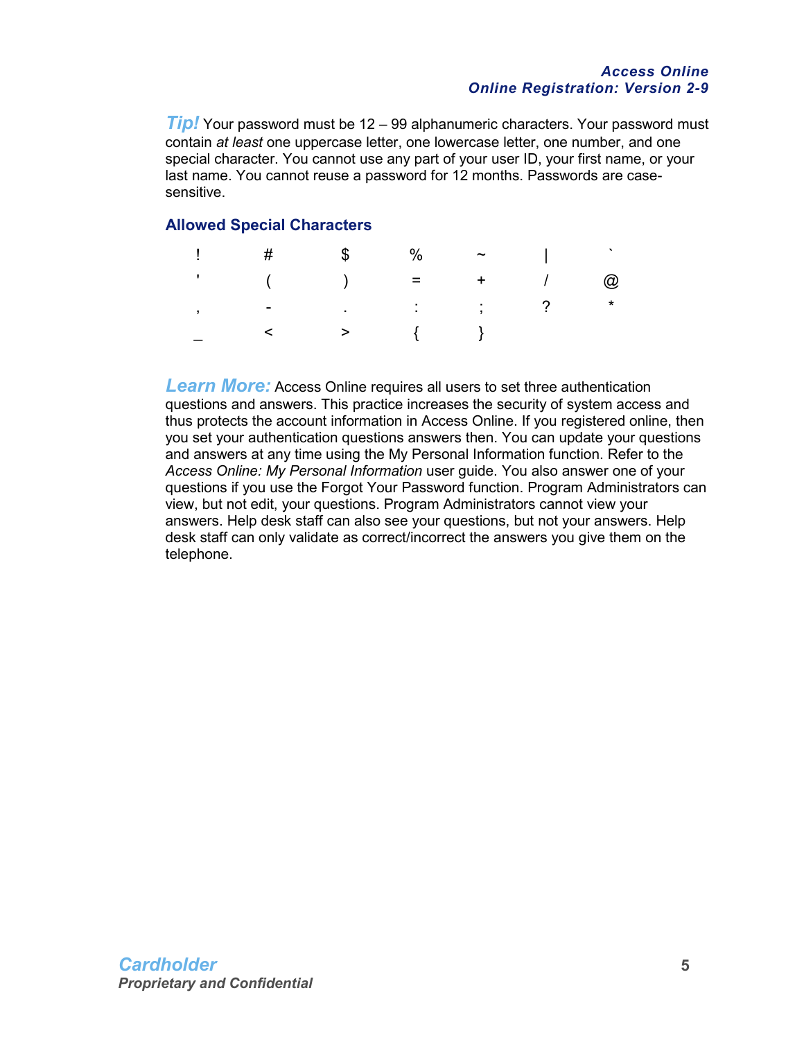***Tip!*** Your password must be 12 – 99 alphanumeric characters. Your password must contain *at least* one uppercase letter, one lowercase letter, one number, and one special character. You cannot use any part of your user ID, your first name, or your last name. You cannot reuse a password for 12 months. Passwords are case-sensitive.

### Allowed Special Characters

| | | | | | | |
|---|---|---|---|---|---|---|
| ! | # | $ | % | ~ | \| | ` |
| ' | ( | ) | = | + | / | @ |
| , | - | . | : | ; | ? | * |
| _ | < | > | { | } | | |

***Learn More:*** Access Online requires all users to set three authentication questions and answers. This practice increases the security of system access and thus protects the account information in Access Online. If you registered online, then you set your authentication questions answers then. You can update your questions and answers at any time using the My Personal Information function. Refer to the *Access Online: My Personal Information* user guide. You also answer one of your questions if you use the Forgot Your Password function. Program Administrators can view, but not edit, your questions. Program Administrators cannot view your answers. Help desk staff can also see your questions, but not your answers. Help desk staff can only validate as correct/incorrect the answers you give them on the telephone.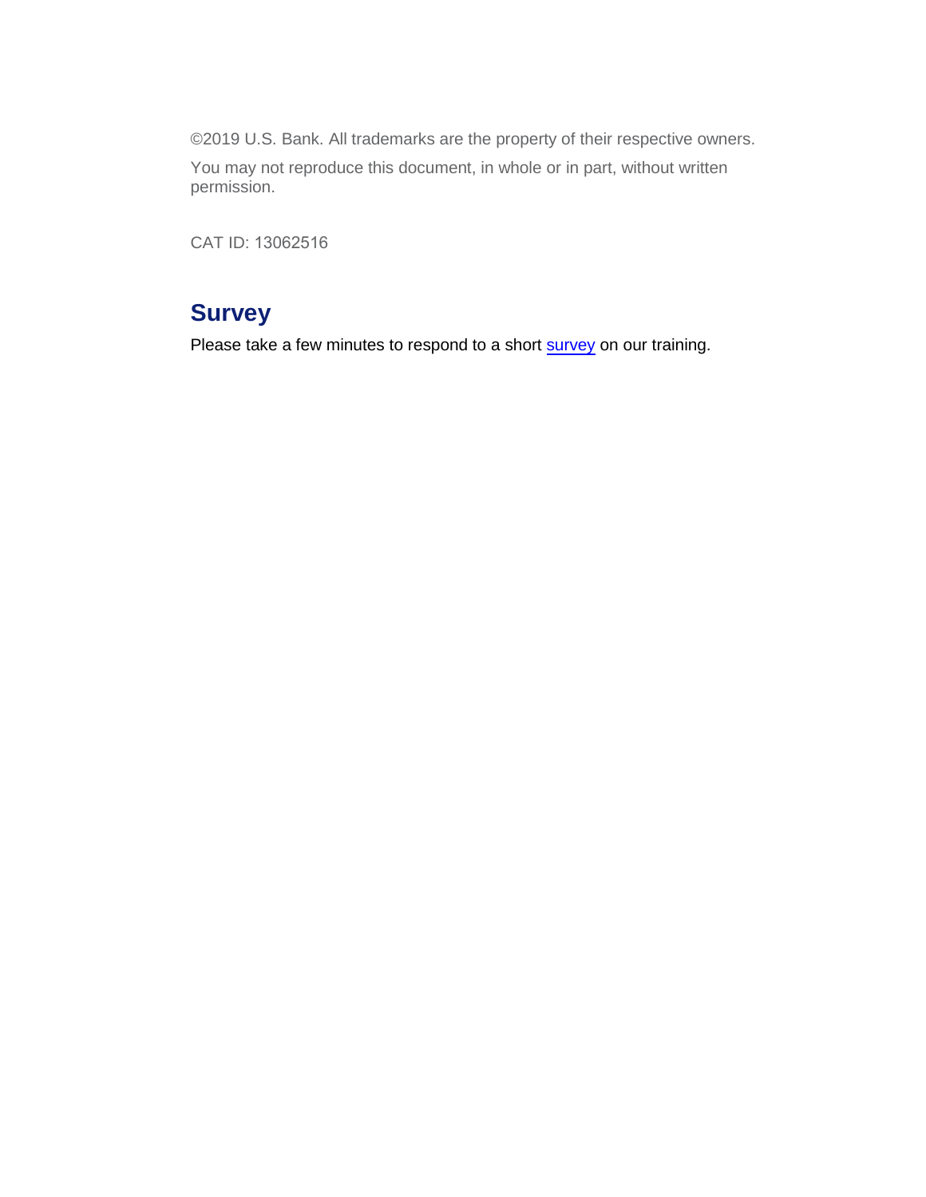©2019 U.S. Bank. All trademarks are the property of their respective owners.

You may not reproduce this document, in whole or in part, without written permission.

CAT ID: 13062516

## Survey

Please take a few minutes to respond to a short survey on our training.